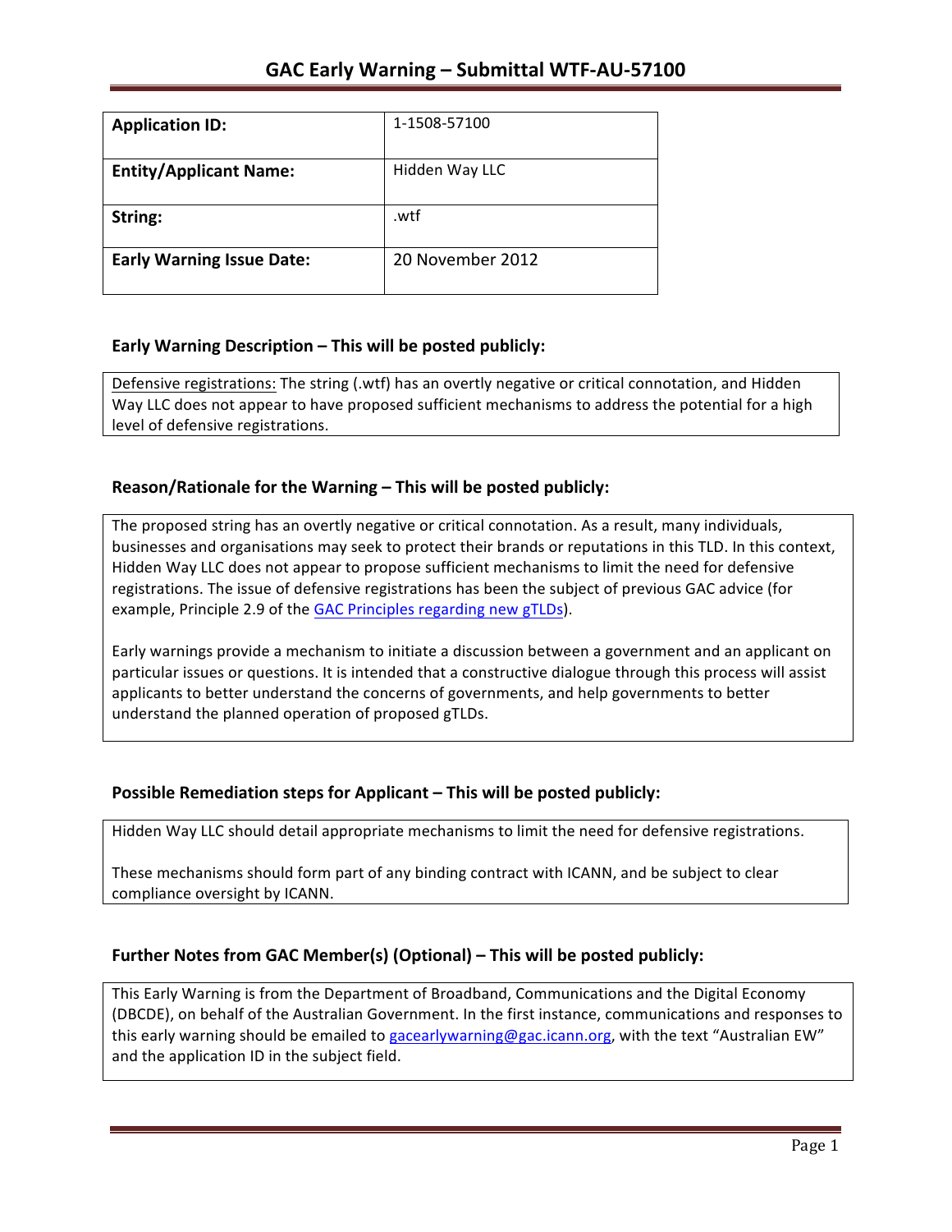# GAC Early Warning – Submittal WTF-AU-57100

| **Application ID:** | 1-1508-57100 |
|---|---|
| **Entity/Applicant Name:** | Hidden Way LLC |
| **String:** | .wtf |
| **Early Warning Issue Date:** | 20 November 2012 |

## Early Warning Description – This will be posted publicly:

Defensive registrations: The string (.wtf) has an overtly negative or critical connotation, and Hidden Way LLC does not appear to have proposed sufficient mechanisms to address the potential for a high level of defensive registrations.

## Reason/Rationale for the Warning – This will be posted publicly:

The proposed string has an overtly negative or critical connotation. As a result, many individuals, businesses and organisations may seek to protect their brands or reputations in this TLD. In this context, Hidden Way LLC does not appear to propose sufficient mechanisms to limit the need for defensive registrations. The issue of defensive registrations has been the subject of previous GAC advice (for example, Principle 2.9 of the GAC Principles regarding new gTLDs).

Early warnings provide a mechanism to initiate a discussion between a government and an applicant on particular issues or questions. It is intended that a constructive dialogue through this process will assist applicants to better understand the concerns of governments, and help governments to better understand the planned operation of proposed gTLDs.

## Possible Remediation steps for Applicant – This will be posted publicly:

Hidden Way LLC should detail appropriate mechanisms to limit the need for defensive registrations.

These mechanisms should form part of any binding contract with ICANN, and be subject to clear compliance oversight by ICANN.

## Further Notes from GAC Member(s) (Optional) – This will be posted publicly:

This Early Warning is from the Department of Broadband, Communications and the Digital Economy (DBCDE), on behalf of the Australian Government. In the first instance, communications and responses to this early warning should be emailed to gacearlywarning@gac.icann.org, with the text "Australian EW" and the application ID in the subject field.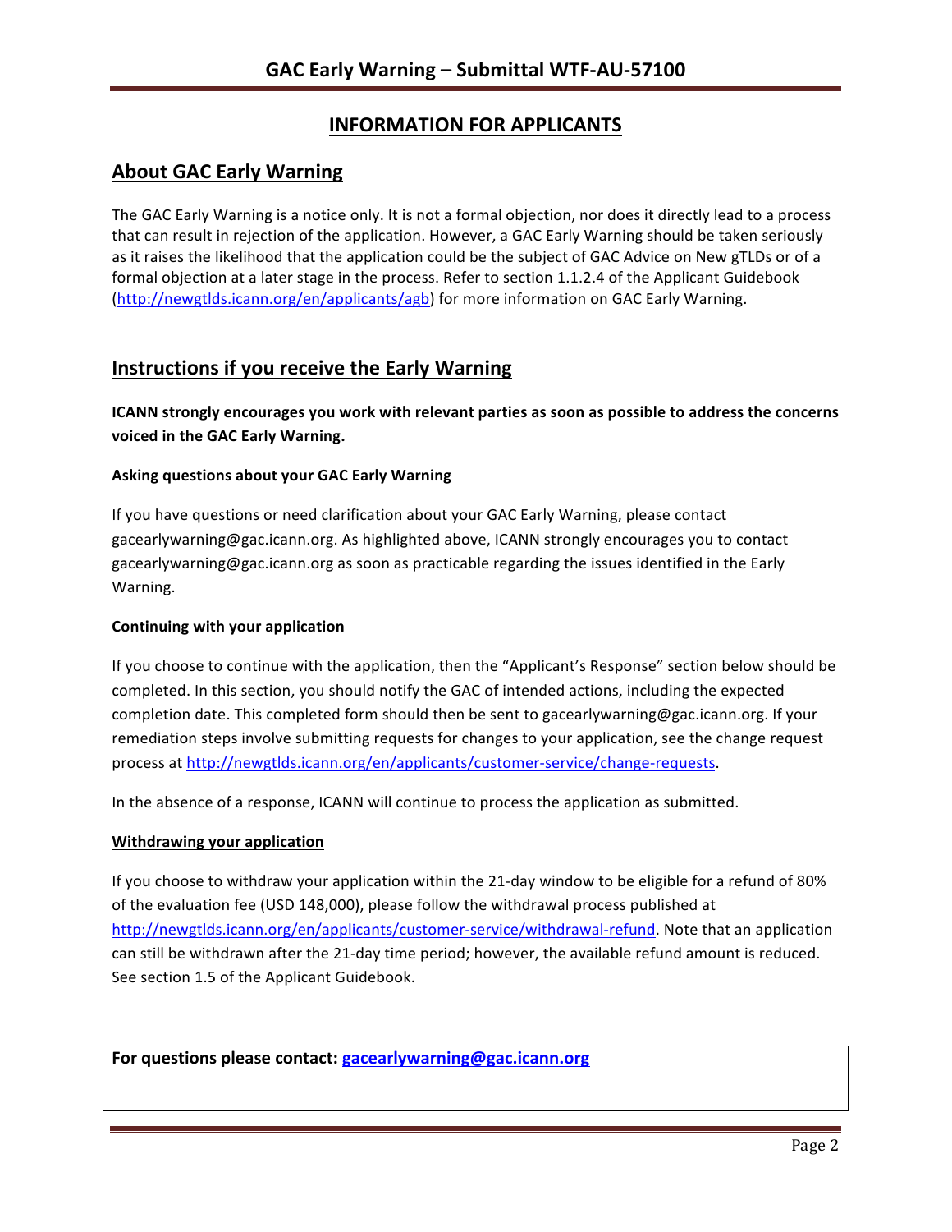## INFORMATION FOR APPLICANTS

## About GAC Early Warning

The GAC Early Warning is a notice only. It is not a formal objection, nor does it directly lead to a process that can result in rejection of the application. However, a GAC Early Warning should be taken seriously as it raises the likelihood that the application could be the subject of GAC Advice on New gTLDs or of a formal objection at a later stage in the process. Refer to section 1.1.2.4 of the Applicant Guidebook (http://newgtlds.icann.org/en/applicants/agb) for more information on GAC Early Warning.

## Instructions if you receive the Early Warning

**ICANN strongly encourages you work with relevant parties as soon as possible to address the concerns voiced in the GAC Early Warning.**

### Asking questions about your GAC Early Warning

If you have questions or need clarification about your GAC Early Warning, please contact gacearlywarning@gac.icann.org. As highlighted above, ICANN strongly encourages you to contact gacearlywarning@gac.icann.org as soon as practicable regarding the issues identified in the Early Warning.

### Continuing with your application

If you choose to continue with the application, then the "Applicant's Response" section below should be completed. In this section, you should notify the GAC of intended actions, including the expected completion date. This completed form should then be sent to gacearlywarning@gac.icann.org. If your remediation steps involve submitting requests for changes to your application, see the change request process at http://newgtlds.icann.org/en/applicants/customer-service/change-requests.

In the absence of a response, ICANN will continue to process the application as submitted.

### Withdrawing your application

If you choose to withdraw your application within the 21-day window to be eligible for a refund of 80% of the evaluation fee (USD 148,000), please follow the withdrawal process published at http://newgtlds.icann.org/en/applicants/customer-service/withdrawal-refund. Note that an application can still be withdrawn after the 21-day time period; however, the available refund amount is reduced. See section 1.5 of the Applicant Guidebook.

**For questions please contact: gacearlywarning@gac.icann.org**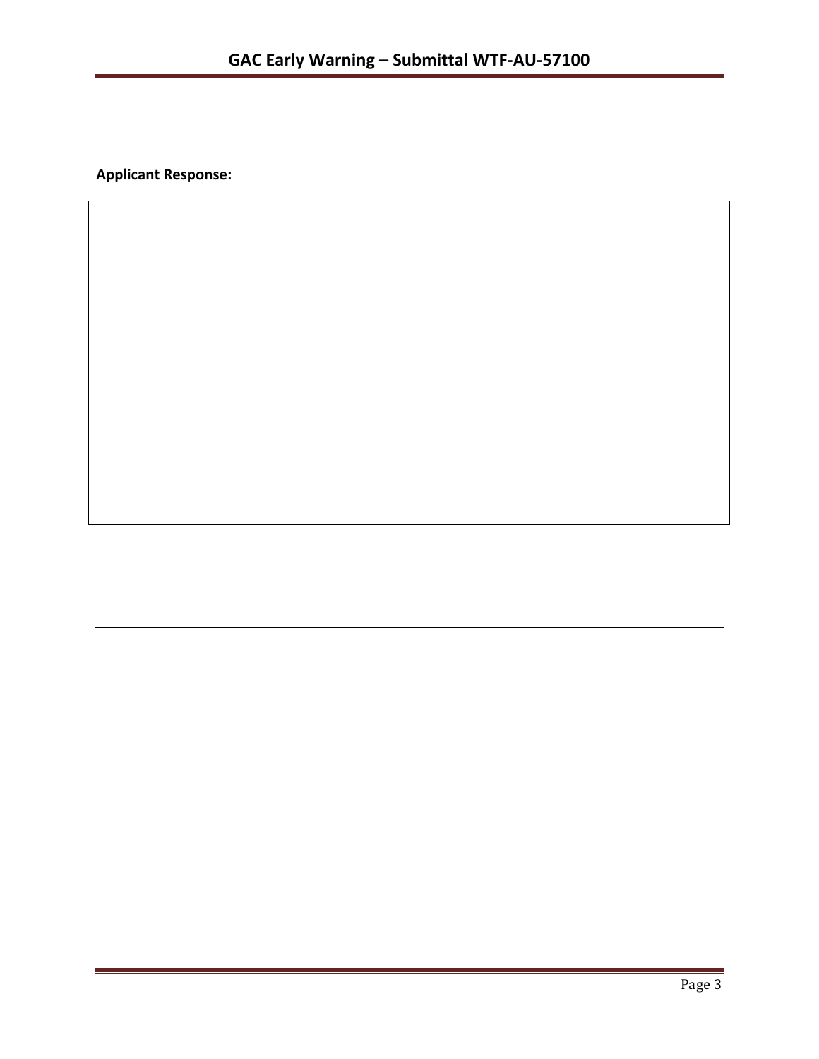**Applicant Response:**